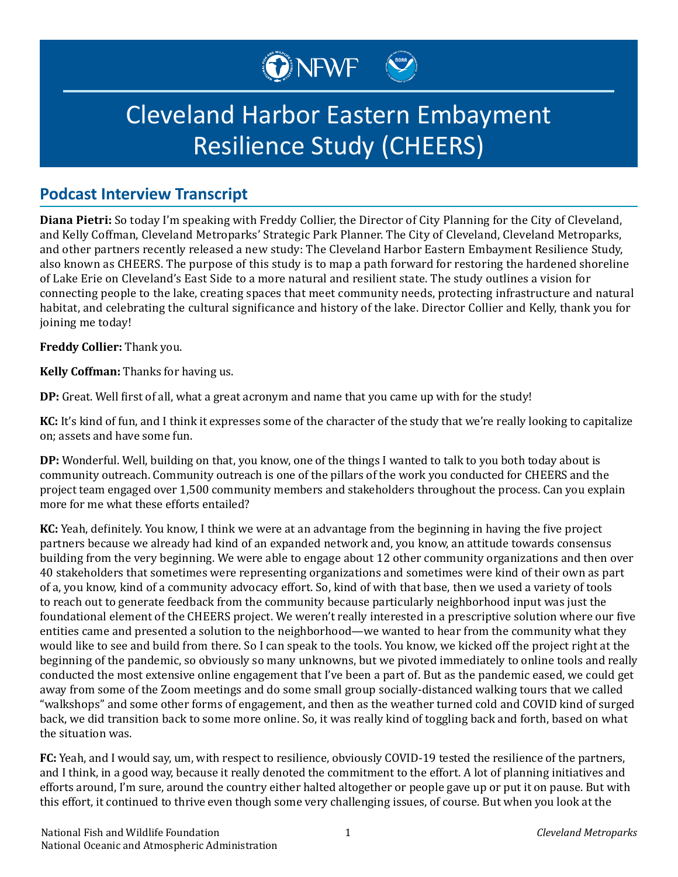# Cleveland Harbor Eastern Embayment Resilience Study (CHEERS)

## Podcast Interview Transcript

**Diana Pietri:** So today I'm speaking with Freddy Collier, the Director of City Planning for the City of Cleveland, and Kelly Coffman, Cleveland Metroparks' Strategic Park Planner. The City of Cleveland, Cleveland Metroparks, and other partners recently released a new study: The Cleveland Harbor Eastern Embayment Resilience Study, also known as CHEERS. The purpose of this study is to map a path forward for restoring the hardened shoreline of Lake Erie on Cleveland's East Side to a more natural and resilient state. The study outlines a vision for connecting people to the lake, creating spaces that meet community needs, protecting infrastructure and natural habitat, and celebrating the cultural significance and history of the lake. Director Collier and Kelly, thank you for joining me today!

**Freddy Collier:** Thank you.

**Kelly Coffman:** Thanks for having us.

**DP:** Great. Well first of all, what a great acronym and name that you came up with for the study!

**KC:** It's kind of fun, and I think it expresses some of the character of the study that we're really looking to capitalize on; assets and have some fun.

**DP:** Wonderful. Well, building on that, you know, one of the things I wanted to talk to you both today about is community outreach. Community outreach is one of the pillars of the work you conducted for CHEERS and the project team engaged over 1,500 community members and stakeholders throughout the process. Can you explain more for me what these efforts entailed?

**KC:** Yeah, definitely. You know, I think we were at an advantage from the beginning in having the five project partners because we already had kind of an expanded network and, you know, an attitude towards consensus building from the very beginning. We were able to engage about 12 other community organizations and then over 40 stakeholders that sometimes were representing organizations and sometimes were kind of their own as part of a, you know, kind of a community advocacy effort. So, kind of with that base, then we used a variety of tools to reach out to generate feedback from the community because particularly neighborhood input was just the foundational element of the CHEERS project. We weren't really interested in a prescriptive solution where our five entities came and presented a solution to the neighborhood—we wanted to hear from the community what they would like to see and build from there. So I can speak to the tools. You know, we kicked off the project right at the beginning of the pandemic, so obviously so many unknowns, but we pivoted immediately to online tools and really conducted the most extensive online engagement that I've been a part of. But as the pandemic eased, we could get away from some of the Zoom meetings and do some small group socially-distanced walking tours that we called "walkshops" and some other forms of engagement, and then as the weather turned cold and COVID kind of surged back, we did transition back to some more online. So, it was really kind of toggling back and forth, based on what the situation was.

**FC:** Yeah, and I would say, um, with respect to resilience, obviously COVID-19 tested the resilience of the partners, and I think, in a good way, because it really denoted the commitment to the effort. A lot of planning initiatives and efforts around, I'm sure, around the country either halted altogether or people gave up or put it on pause. But with this effort, it continued to thrive even though some very challenging issues, of course. But when you look at the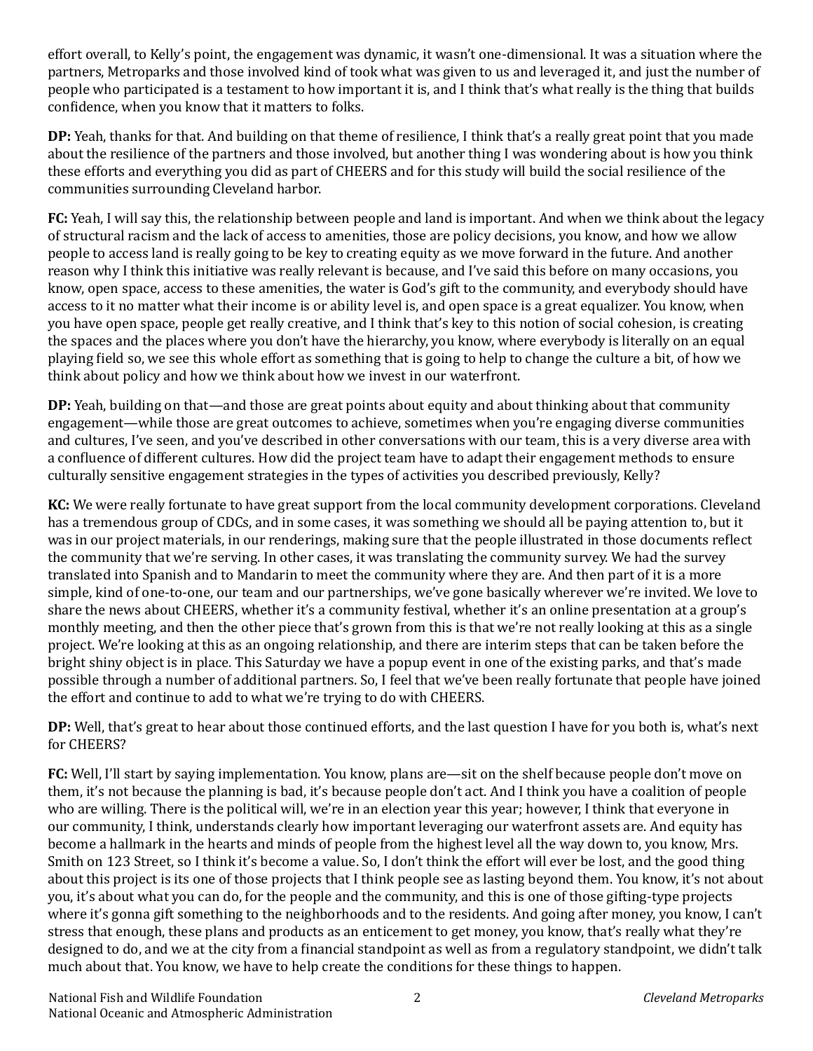effort overall, to Kelly's point, the engagement was dynamic, it wasn't one-dimensional. It was a situation where the partners, Metroparks and those involved kind of took what was given to us and leveraged it, and just the number of people who participated is a testament to how important it is, and I think that's what really is the thing that builds confidence, when you know that it matters to folks.

**DP:** Yeah, thanks for that. And building on that theme of resilience, I think that's a really great point that you made about the resilience of the partners and those involved, but another thing I was wondering about is how you think these efforts and everything you did as part of CHEERS and for this study will build the social resilience of the communities surrounding Cleveland harbor.

**FC:** Yeah, I will say this, the relationship between people and land is important. And when we think about the legacy of structural racism and the lack of access to amenities, those are policy decisions, you know, and how we allow people to access land is really going to be key to creating equity as we move forward in the future. And another reason why I think this initiative was really relevant is because, and I've said this before on many occasions, you know, open space, access to these amenities, the water is God's gift to the community, and everybody should have access to it no matter what their income is or ability level is, and open space is a great equalizer. You know, when you have open space, people get really creative, and I think that's key to this notion of social cohesion, is creating the spaces and the places where you don't have the hierarchy, you know, where everybody is literally on an equal playing field so, we see this whole effort as something that is going to help to change the culture a bit, of how we think about policy and how we think about how we invest in our waterfront.

**DP:** Yeah, building on that—and those are great points about equity and about thinking about that community engagement—while those are great outcomes to achieve, sometimes when you're engaging diverse communities and cultures, I've seen, and you've described in other conversations with our team, this is a very diverse area with a confluence of different cultures. How did the project team have to adapt their engagement methods to ensure culturally sensitive engagement strategies in the types of activities you described previously, Kelly?

**KC:** We were really fortunate to have great support from the local community development corporations. Cleveland has a tremendous group of CDCs, and in some cases, it was something we should all be paying attention to, but it was in our project materials, in our renderings, making sure that the people illustrated in those documents reflect the community that we're serving. In other cases, it was translating the community survey. We had the survey translated into Spanish and to Mandarin to meet the community where they are. And then part of it is a more simple, kind of one-to-one, our team and our partnerships, we've gone basically wherever we're invited. We love to share the news about CHEERS, whether it's a community festival, whether it's an online presentation at a group's monthly meeting, and then the other piece that's grown from this is that we're not really looking at this as a single project. We're looking at this as an ongoing relationship, and there are interim steps that can be taken before the bright shiny object is in place. This Saturday we have a popup event in one of the existing parks, and that's made possible through a number of additional partners. So, I feel that we've been really fortunate that people have joined the effort and continue to add to what we're trying to do with CHEERS.

**DP:** Well, that's great to hear about those continued efforts, and the last question I have for you both is, what's next for CHEERS?

**FC:** Well, I'll start by saying implementation. You know, plans are—sit on the shelf because people don't move on them, it's not because the planning is bad, it's because people don't act. And I think you have a coalition of people who are willing. There is the political will, we're in an election year this year; however, I think that everyone in our community, I think, understands clearly how important leveraging our waterfront assets are. And equity has become a hallmark in the hearts and minds of people from the highest level all the way down to, you know, Mrs. Smith on 123 Street, so I think it's become a value. So, I don't think the effort will ever be lost, and the good thing about this project is its one of those projects that I think people see as lasting beyond them. You know, it's not about you, it's about what you can do, for the people and the community, and this is one of those gifting-type projects where it's gonna gift something to the neighborhoods and to the residents. And going after money, you know, I can't stress that enough, these plans and products as an enticement to get money, you know, that's really what they're designed to do, and we at the city from a financial standpoint as well as from a regulatory standpoint, we didn't talk much about that. You know, we have to help create the conditions for these things to happen.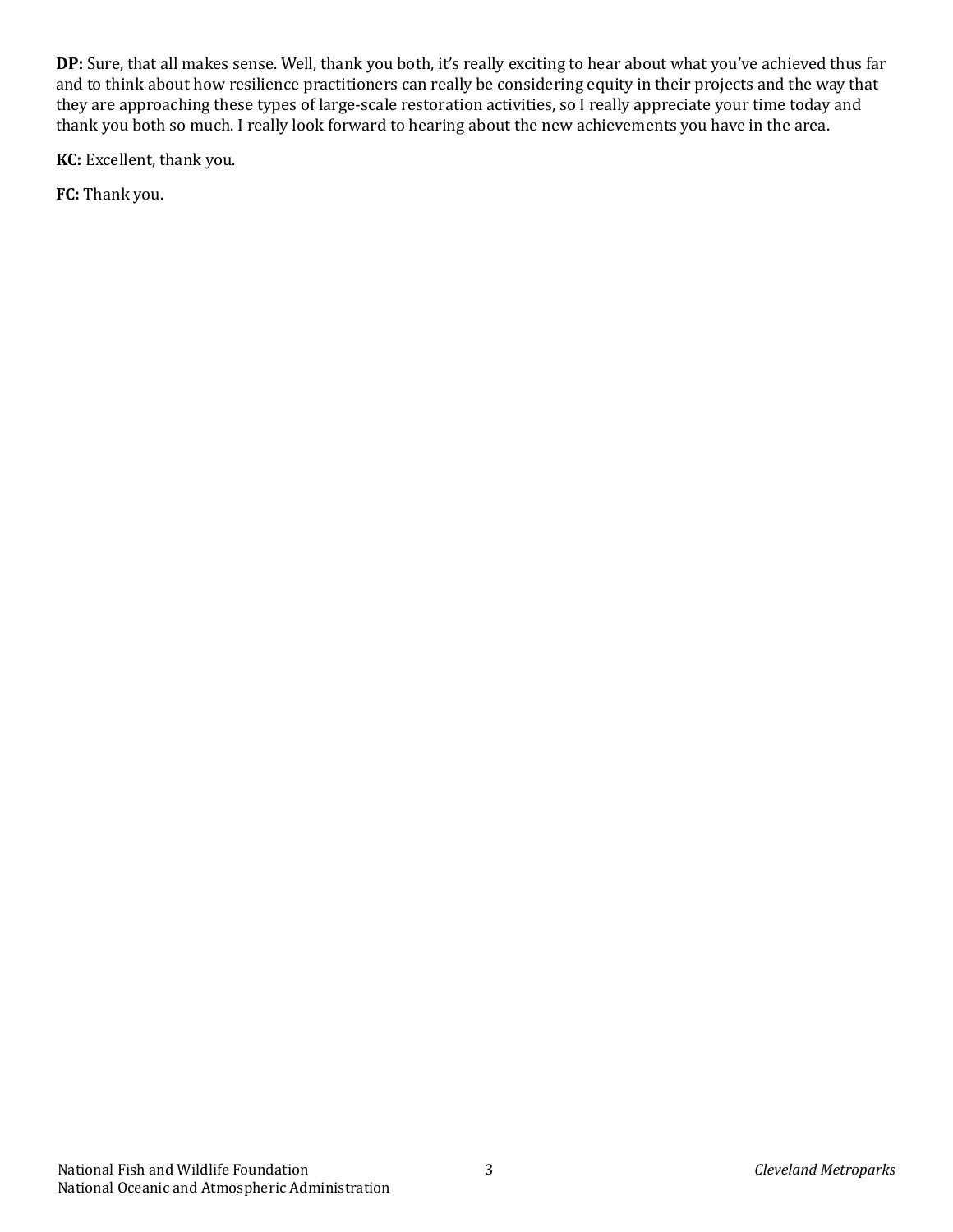**DP:** Sure, that all makes sense. Well, thank you both, it's really exciting to hear about what you've achieved thus far and to think about how resilience practitioners can really be considering equity in their projects and the way that they are approaching these types of large-scale restoration activities, so I really appreciate your time today and thank you both so much. I really look forward to hearing about the new achievements you have in the area.

**KC:** Excellent, thank you.

**FC:** Thank you.